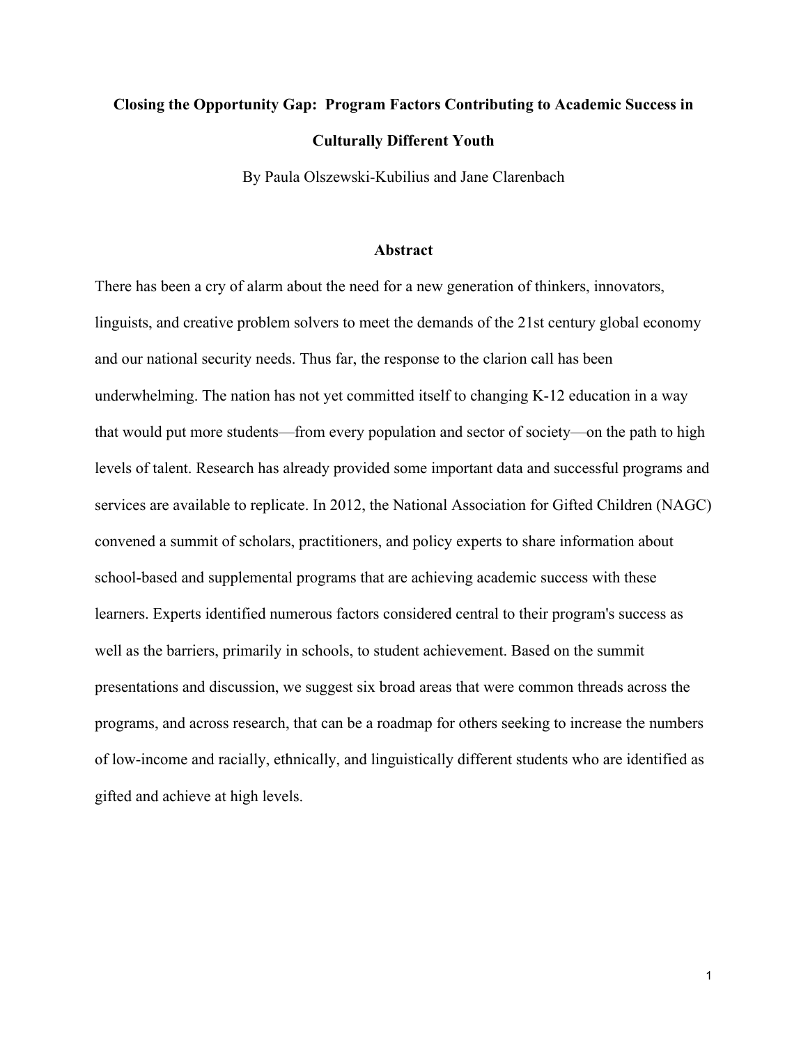# Closing the Opportunity Gap: Program Factors Contributing to Academic Success in Culturally Different Youth

By Paula Olszewski-Kubilius and Jane Clarenbach

## Abstract

There has been a cry of alarm about the need for a new generation of thinkers, innovators, linguists, and creative problem solvers to meet the demands of the 21st century global economy and our national security needs. Thus far, the response to the clarion call has been underwhelming. The nation has not yet committed itself to changing K-12 education in a way that would put more students—from every population and sector of society—on the path to high levels of talent. Research has already provided some important data and successful programs and services are available to replicate. In 2012, the National Association for Gifted Children (NAGC) convened a summit of scholars, practitioners, and policy experts to share information about school-based and supplemental programs that are achieving academic success with these learners. Experts identified numerous factors considered central to their program's success as well as the barriers, primarily in schools, to student achievement. Based on the summit presentations and discussion, we suggest six broad areas that were common threads across the programs, and across research, that can be a roadmap for others seeking to increase the numbers of low-income and racially, ethnically, and linguistically different students who are identified as gifted and achieve at high levels.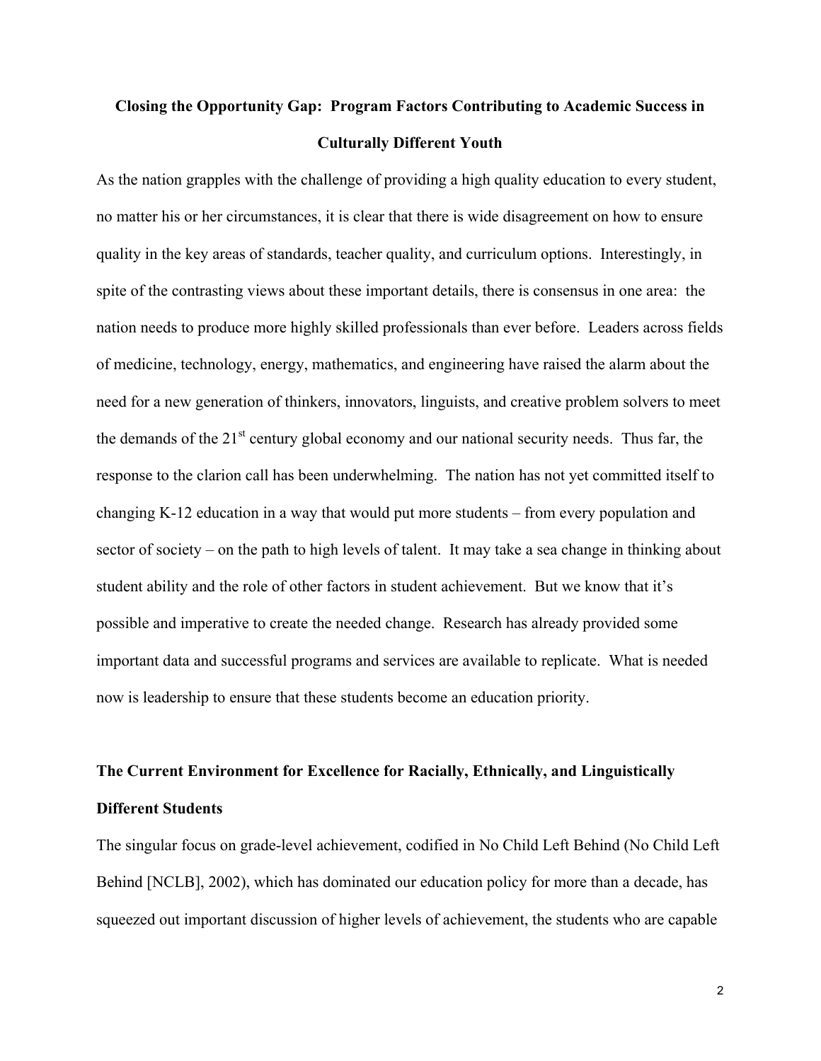# Closing the Opportunity Gap: Program Factors Contributing to Academic Success in Culturally Different Youth

As the nation grapples with the challenge of providing a high quality education to every student, no matter his or her circumstances, it is clear that there is wide disagreement on how to ensure quality in the key areas of standards, teacher quality, and curriculum options. Interestingly, in spite of the contrasting views about these important details, there is consensus in one area: the nation needs to produce more highly skilled professionals than ever before. Leaders across fields of medicine, technology, energy, mathematics, and engineering have raised the alarm about the need for a new generation of thinkers, innovators, linguists, and creative problem solvers to meet the demands of the 21st century global economy and our national security needs. Thus far, the response to the clarion call has been underwhelming. The nation has not yet committed itself to changing K-12 education in a way that would put more students – from every population and sector of society – on the path to high levels of talent. It may take a sea change in thinking about student ability and the role of other factors in student achievement. But we know that it's possible and imperative to create the needed change. Research has already provided some important data and successful programs and services are available to replicate. What is needed now is leadership to ensure that these students become an education priority.

## The Current Environment for Excellence for Racially, Ethnically, and Linguistically Different Students

The singular focus on grade-level achievement, codified in No Child Left Behind (No Child Left Behind [NCLB], 2002), which has dominated our education policy for more than a decade, has squeezed out important discussion of higher levels of achievement, the students who are capable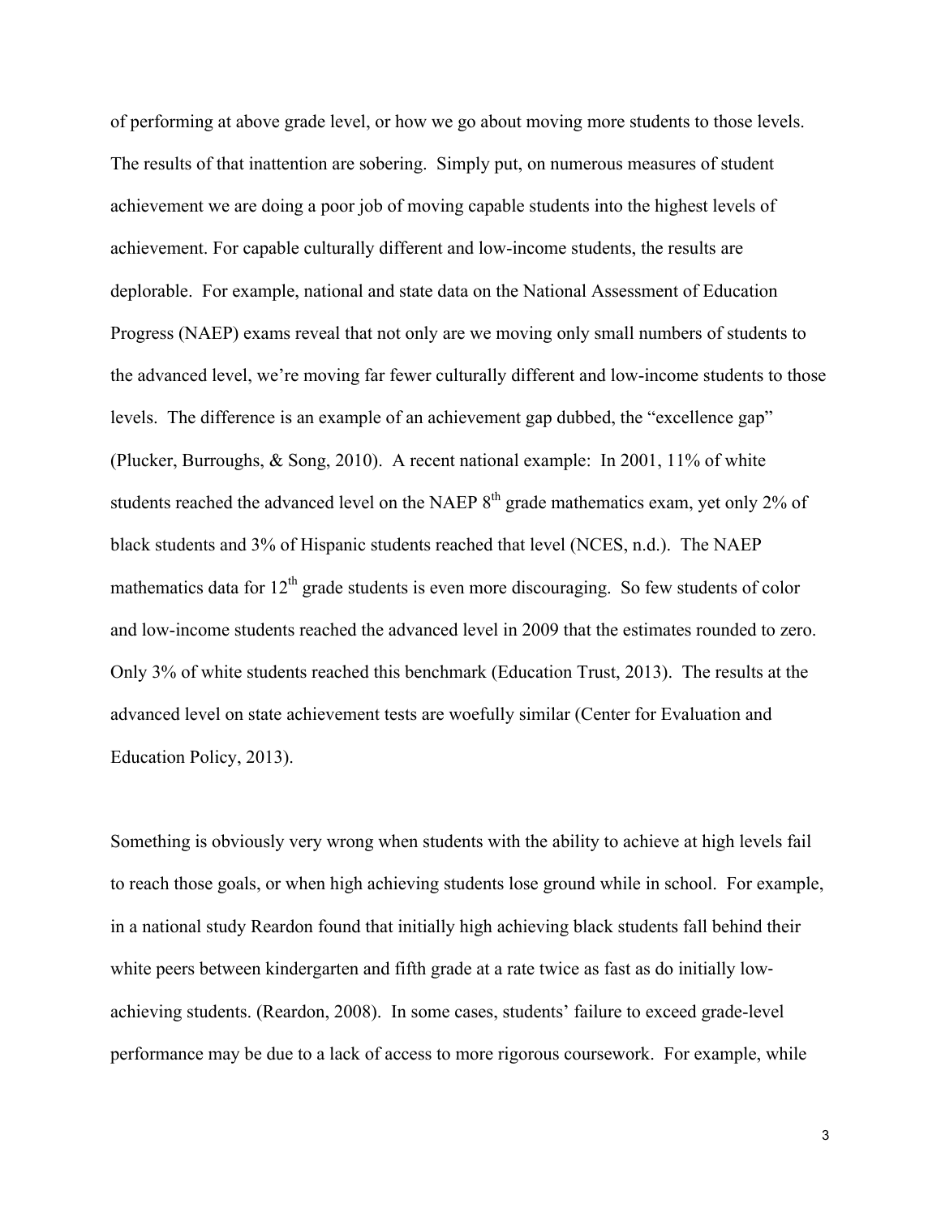of performing at above grade level, or how we go about moving more students to those levels. The results of that inattention are sobering. Simply put, on numerous measures of student achievement we are doing a poor job of moving capable students into the highest levels of achievement. For capable culturally different and low-income students, the results are deplorable. For example, national and state data on the National Assessment of Education Progress (NAEP) exams reveal that not only are we moving only small numbers of students to the advanced level, we're moving far fewer culturally different and low-income students to those levels. The difference is an example of an achievement gap dubbed, the "excellence gap" (Plucker, Burroughs, & Song, 2010). A recent national example: In 2001, 11% of white students reached the advanced level on the NAEP 8th grade mathematics exam, yet only 2% of black students and 3% of Hispanic students reached that level (NCES, n.d.). The NAEP mathematics data for 12th grade students is even more discouraging. So few students of color and low-income students reached the advanced level in 2009 that the estimates rounded to zero. Only 3% of white students reached this benchmark (Education Trust, 2013). The results at the advanced level on state achievement tests are woefully similar (Center for Evaluation and Education Policy, 2013).

Something is obviously very wrong when students with the ability to achieve at high levels fail to reach those goals, or when high achieving students lose ground while in school. For example, in a national study Reardon found that initially high achieving black students fall behind their white peers between kindergarten and fifth grade at a rate twice as fast as do initially low-achieving students. (Reardon, 2008). In some cases, students' failure to exceed grade-level performance may be due to a lack of access to more rigorous coursework. For example, while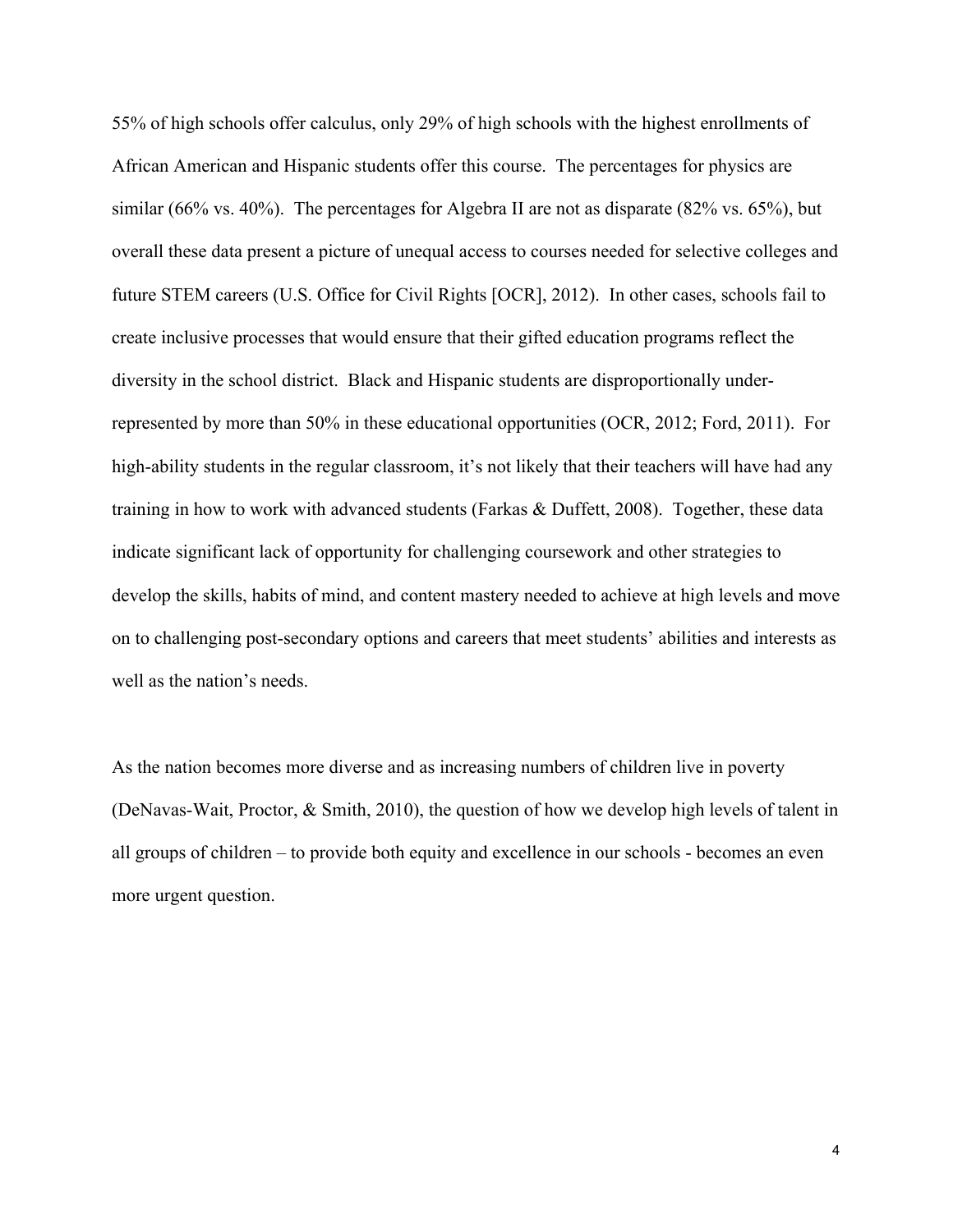55% of high schools offer calculus, only 29% of high schools with the highest enrollments of African American and Hispanic students offer this course. The percentages for physics are similar (66% vs. 40%). The percentages for Algebra II are not as disparate (82% vs. 65%), but overall these data present a picture of unequal access to courses needed for selective colleges and future STEM careers (U.S. Office for Civil Rights [OCR], 2012). In other cases, schools fail to create inclusive processes that would ensure that their gifted education programs reflect the diversity in the school district. Black and Hispanic students are disproportionally under-represented by more than 50% in these educational opportunities (OCR, 2012; Ford, 2011). For high-ability students in the regular classroom, it's not likely that their teachers will have had any training in how to work with advanced students (Farkas & Duffett, 2008). Together, these data indicate significant lack of opportunity for challenging coursework and other strategies to develop the skills, habits of mind, and content mastery needed to achieve at high levels and move on to challenging post-secondary options and careers that meet students' abilities and interests as well as the nation's needs.

As the nation becomes more diverse and as increasing numbers of children live in poverty (DeNavas-Wait, Proctor, & Smith, 2010), the question of how we develop high levels of talent in all groups of children – to provide both equity and excellence in our schools - becomes an even more urgent question.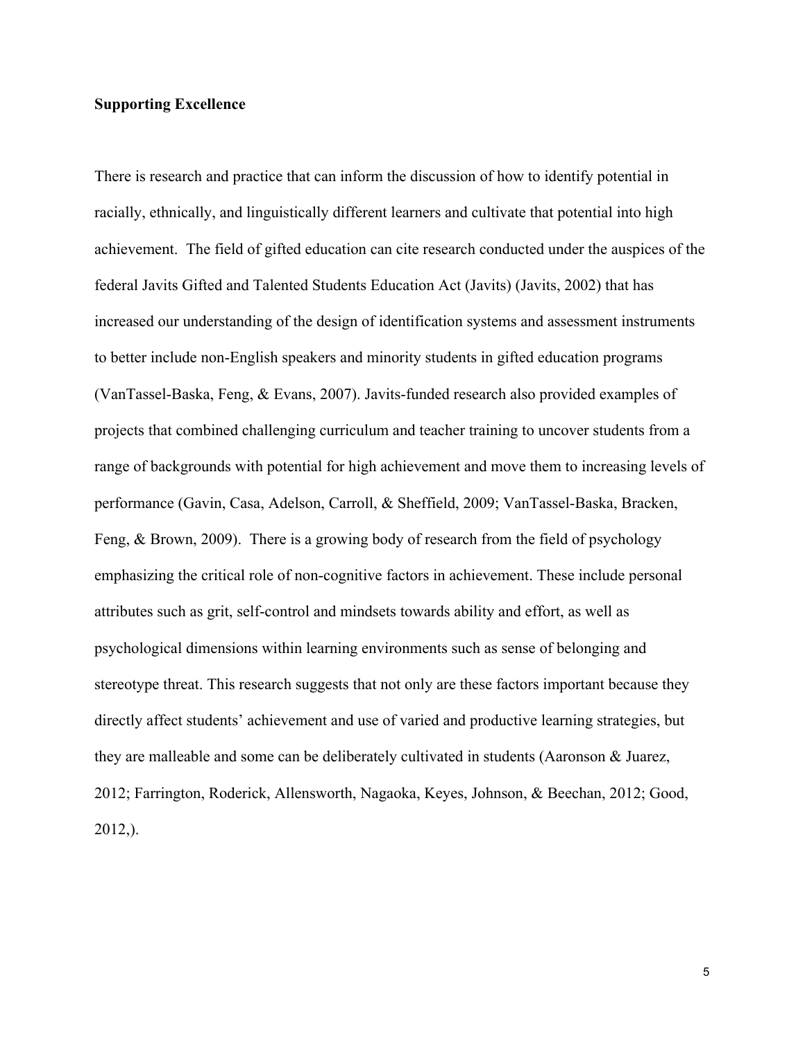**Supporting Excellence**

There is research and practice that can inform the discussion of how to identify potential in racially, ethnically, and linguistically different learners and cultivate that potential into high achievement. The field of gifted education can cite research conducted under the auspices of the federal Javits Gifted and Talented Students Education Act (Javits) (Javits, 2002) that has increased our understanding of the design of identification systems and assessment instruments to better include non-English speakers and minority students in gifted education programs (VanTassel-Baska, Feng, & Evans, 2007). Javits-funded research also provided examples of projects that combined challenging curriculum and teacher training to uncover students from a range of backgrounds with potential for high achievement and move them to increasing levels of performance (Gavin, Casa, Adelson, Carroll, & Sheffield, 2009; VanTassel-Baska, Bracken, Feng, & Brown, 2009). There is a growing body of research from the field of psychology emphasizing the critical role of non-cognitive factors in achievement. These include personal attributes such as grit, self-control and mindsets towards ability and effort, as well as psychological dimensions within learning environments such as sense of belonging and stereotype threat. This research suggests that not only are these factors important because they directly affect students' achievement and use of varied and productive learning strategies, but they are malleable and some can be deliberately cultivated in students (Aaronson & Juarez, 2012; Farrington, Roderick, Allensworth, Nagaoka, Keyes, Johnson, & Beechan, 2012; Good, 2012,).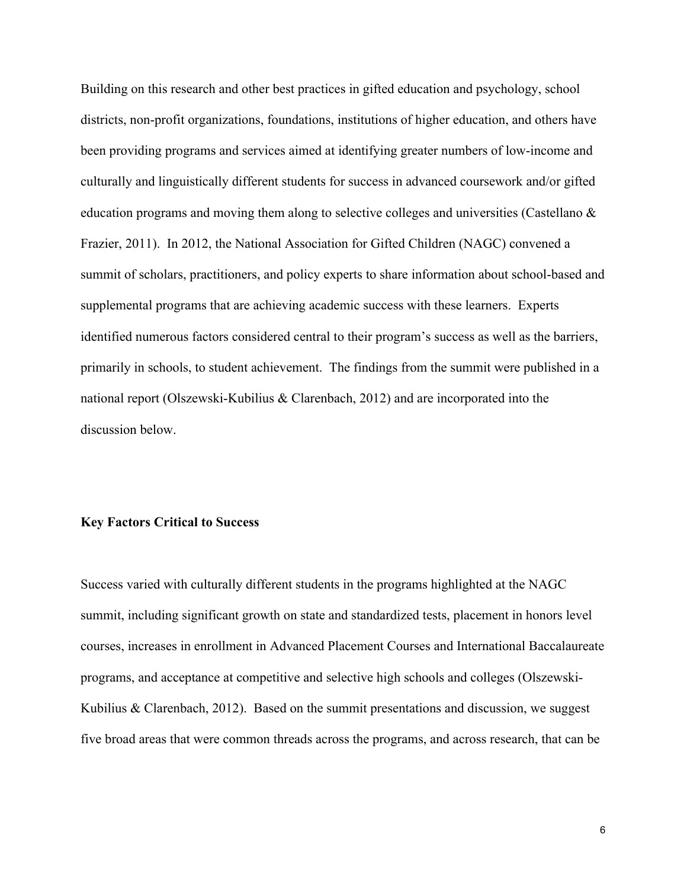Building on this research and other best practices in gifted education and psychology, school districts, non-profit organizations, foundations, institutions of higher education, and others have been providing programs and services aimed at identifying greater numbers of low-income and culturally and linguistically different students for success in advanced coursework and/or gifted education programs and moving them along to selective colleges and universities (Castellano & Frazier, 2011). In 2012, the National Association for Gifted Children (NAGC) convened a summit of scholars, practitioners, and policy experts to share information about school-based and supplemental programs that are achieving academic success with these learners. Experts identified numerous factors considered central to their program's success as well as the barriers, primarily in schools, to student achievement. The findings from the summit were published in a national report (Olszewski-Kubilius & Clarenbach, 2012) and are incorporated into the discussion below.

**Key Factors Critical to Success**

Success varied with culturally different students in the programs highlighted at the NAGC summit, including significant growth on state and standardized tests, placement in honors level courses, increases in enrollment in Advanced Placement Courses and International Baccalaureate programs, and acceptance at competitive and selective high schools and colleges (Olszewski-Kubilius & Clarenbach, 2012). Based on the summit presentations and discussion, we suggest five broad areas that were common threads across the programs, and across research, that can be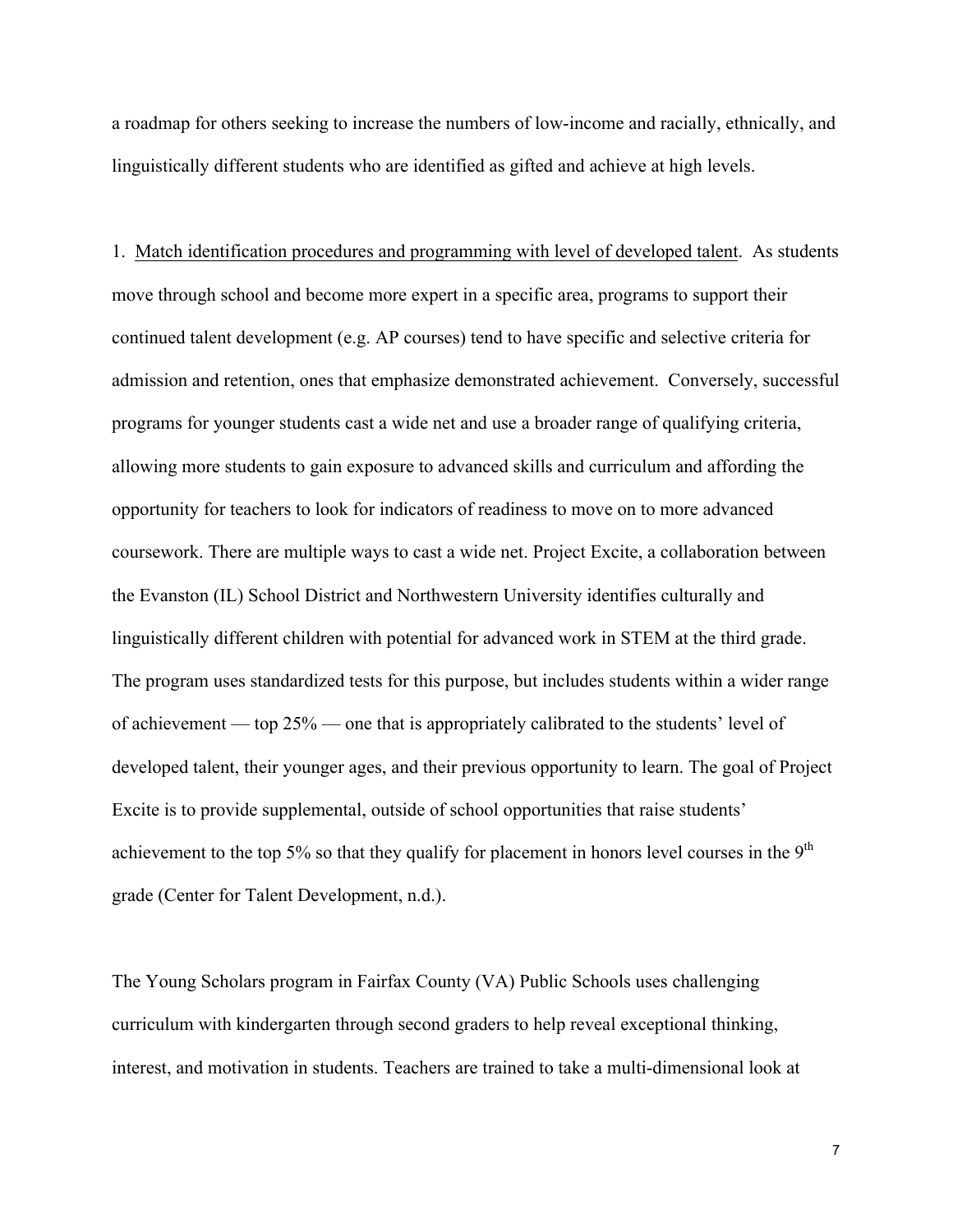a roadmap for others seeking to increase the numbers of low-income and racially, ethnically, and linguistically different students who are identified as gifted and achieve at high levels.

1. <u>Match identification procedures and programming with level of developed talent</u>. As students move through school and become more expert in a specific area, programs to support their continued talent development (e.g. AP courses) tend to have specific and selective criteria for admission and retention, ones that emphasize demonstrated achievement. Conversely, successful programs for younger students cast a wide net and use a broader range of qualifying criteria, allowing more students to gain exposure to advanced skills and curriculum and affording the opportunity for teachers to look for indicators of readiness to move on to more advanced coursework. There are multiple ways to cast a wide net. Project Excite, a collaboration between the Evanston (IL) School District and Northwestern University identifies culturally and linguistically different children with potential for advanced work in STEM at the third grade. The program uses standardized tests for this purpose, but includes students within a wider range of achievement — top 25% — one that is appropriately calibrated to the students' level of developed talent, their younger ages, and their previous opportunity to learn. The goal of Project Excite is to provide supplemental, outside of school opportunities that raise students' achievement to the top 5% so that they qualify for placement in honors level courses in the 9th grade (Center for Talent Development, n.d.).

The Young Scholars program in Fairfax County (VA) Public Schools uses challenging curriculum with kindergarten through second graders to help reveal exceptional thinking, interest, and motivation in students. Teachers are trained to take a multi-dimensional look at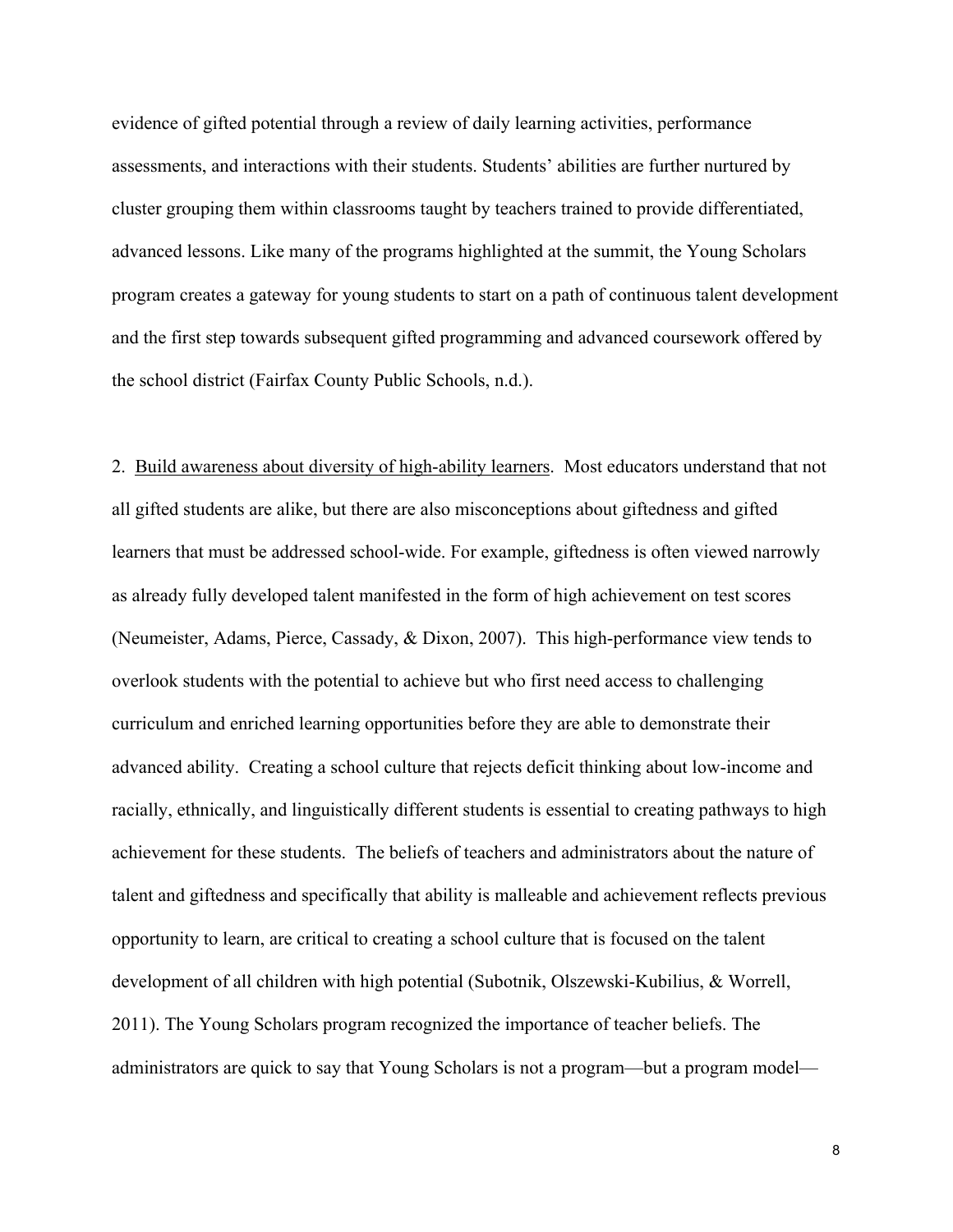evidence of gifted potential through a review of daily learning activities, performance assessments, and interactions with their students. Students' abilities are further nurtured by cluster grouping them within classrooms taught by teachers trained to provide differentiated, advanced lessons. Like many of the programs highlighted at the summit, the Young Scholars program creates a gateway for young students to start on a path of continuous talent development and the first step towards subsequent gifted programming and advanced coursework offered by the school district (Fairfax County Public Schools, n.d.).

2. <u>Build awareness about diversity of high-ability learners</u>. Most educators understand that not all gifted students are alike, but there are also misconceptions about giftedness and gifted learners that must be addressed school-wide. For example, giftedness is often viewed narrowly as already fully developed talent manifested in the form of high achievement on test scores (Neumeister, Adams, Pierce, Cassady, & Dixon, 2007). This high-performance view tends to overlook students with the potential to achieve but who first need access to challenging curriculum and enriched learning opportunities before they are able to demonstrate their advanced ability. Creating a school culture that rejects deficit thinking about low-income and racially, ethnically, and linguistically different students is essential to creating pathways to high achievement for these students. The beliefs of teachers and administrators about the nature of talent and giftedness and specifically that ability is malleable and achievement reflects previous opportunity to learn, are critical to creating a school culture that is focused on the talent development of all children with high potential (Subotnik, Olszewski-Kubilius, & Worrell, 2011). The Young Scholars program recognized the importance of teacher beliefs. The administrators are quick to say that Young Scholars is not a program—but a program model—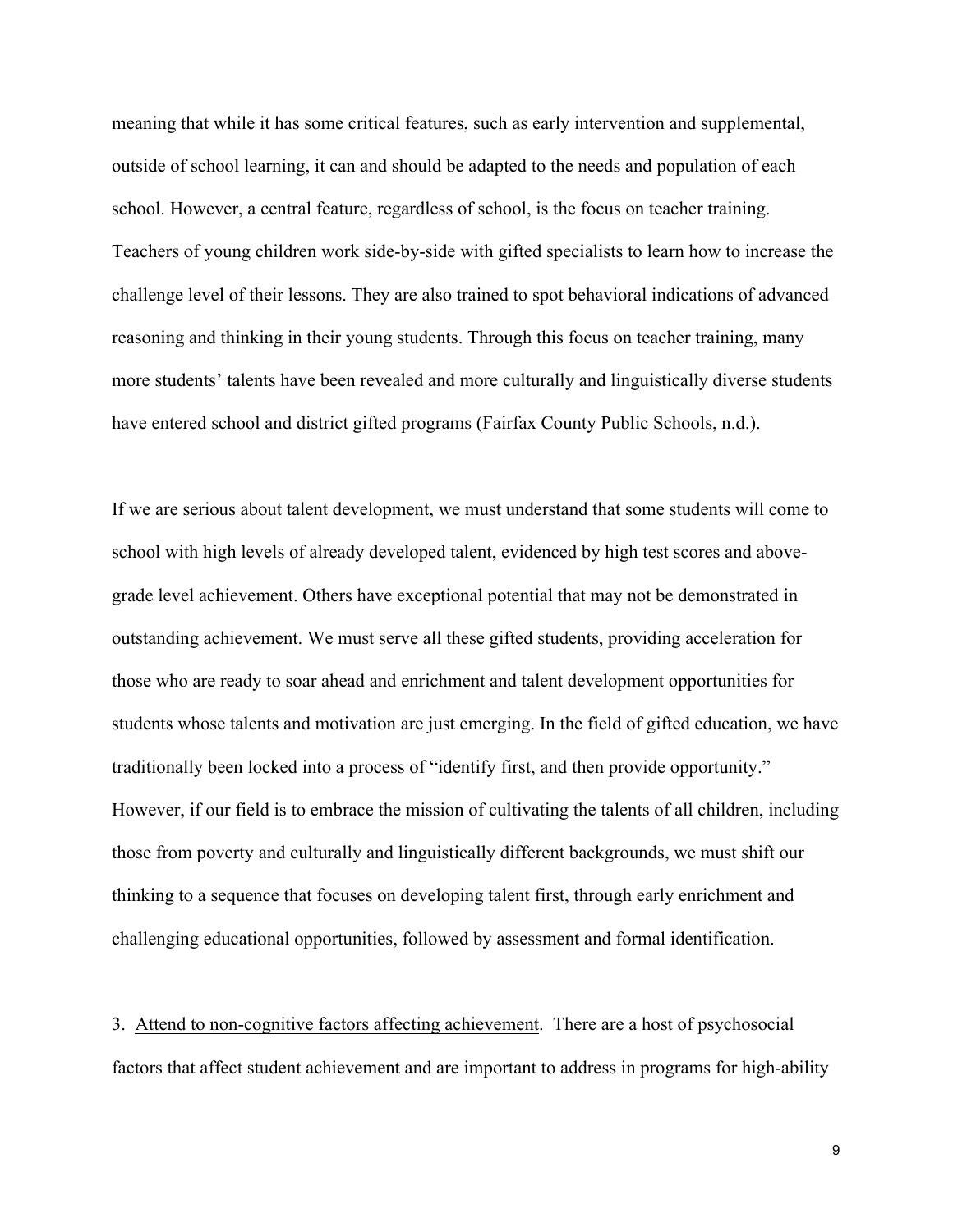meaning that while it has some critical features, such as early intervention and supplemental, outside of school learning, it can and should be adapted to the needs and population of each school. However, a central feature, regardless of school, is the focus on teacher training. Teachers of young children work side-by-side with gifted specialists to learn how to increase the challenge level of their lessons. They are also trained to spot behavioral indications of advanced reasoning and thinking in their young students. Through this focus on teacher training, many more students' talents have been revealed and more culturally and linguistically diverse students have entered school and district gifted programs (Fairfax County Public Schools, n.d.).

If we are serious about talent development, we must understand that some students will come to school with high levels of already developed talent, evidenced by high test scores and above-grade level achievement. Others have exceptional potential that may not be demonstrated in outstanding achievement. We must serve all these gifted students, providing acceleration for those who are ready to soar ahead and enrichment and talent development opportunities for students whose talents and motivation are just emerging. In the field of gifted education, we have traditionally been locked into a process of "identify first, and then provide opportunity." However, if our field is to embrace the mission of cultivating the talents of all children, including those from poverty and culturally and linguistically different backgrounds, we must shift our thinking to a sequence that focuses on developing talent first, through early enrichment and challenging educational opportunities, followed by assessment and formal identification.

3. Attend to non-cognitive factors affecting achievement. There are a host of psychosocial factors that affect student achievement and are important to address in programs for high-ability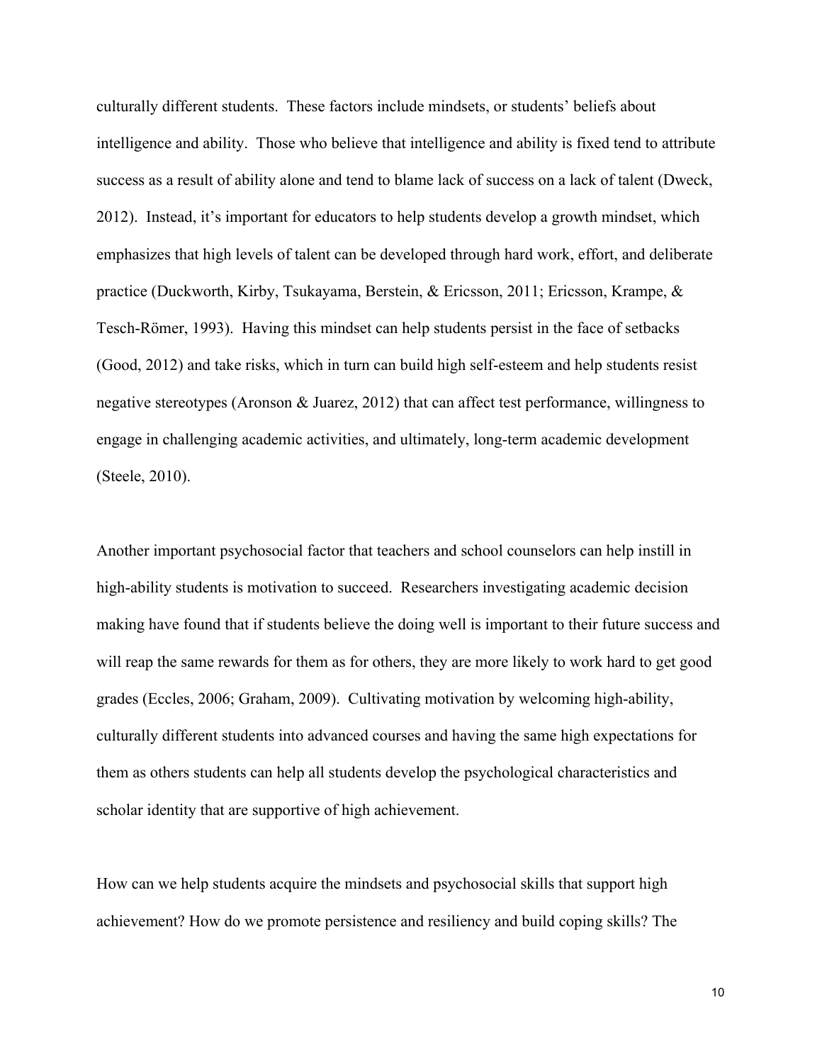culturally different students. These factors include mindsets, or students' beliefs about intelligence and ability. Those who believe that intelligence and ability is fixed tend to attribute success as a result of ability alone and tend to blame lack of success on a lack of talent (Dweck, 2012). Instead, it's important for educators to help students develop a growth mindset, which emphasizes that high levels of talent can be developed through hard work, effort, and deliberate practice (Duckworth, Kirby, Tsukayama, Berstein, & Ericsson, 2011; Ericsson, Krampe, & Tesch-Römer, 1993). Having this mindset can help students persist in the face of setbacks (Good, 2012) and take risks, which in turn can build high self-esteem and help students resist negative stereotypes (Aronson & Juarez, 2012) that can affect test performance, willingness to engage in challenging academic activities, and ultimately, long-term academic development (Steele, 2010).

Another important psychosocial factor that teachers and school counselors can help instill in high-ability students is motivation to succeed. Researchers investigating academic decision making have found that if students believe the doing well is important to their future success and will reap the same rewards for them as for others, they are more likely to work hard to get good grades (Eccles, 2006; Graham, 2009). Cultivating motivation by welcoming high-ability, culturally different students into advanced courses and having the same high expectations for them as others students can help all students develop the psychological characteristics and scholar identity that are supportive of high achievement.

How can we help students acquire the mindsets and psychosocial skills that support high achievement? How do we promote persistence and resiliency and build coping skills? The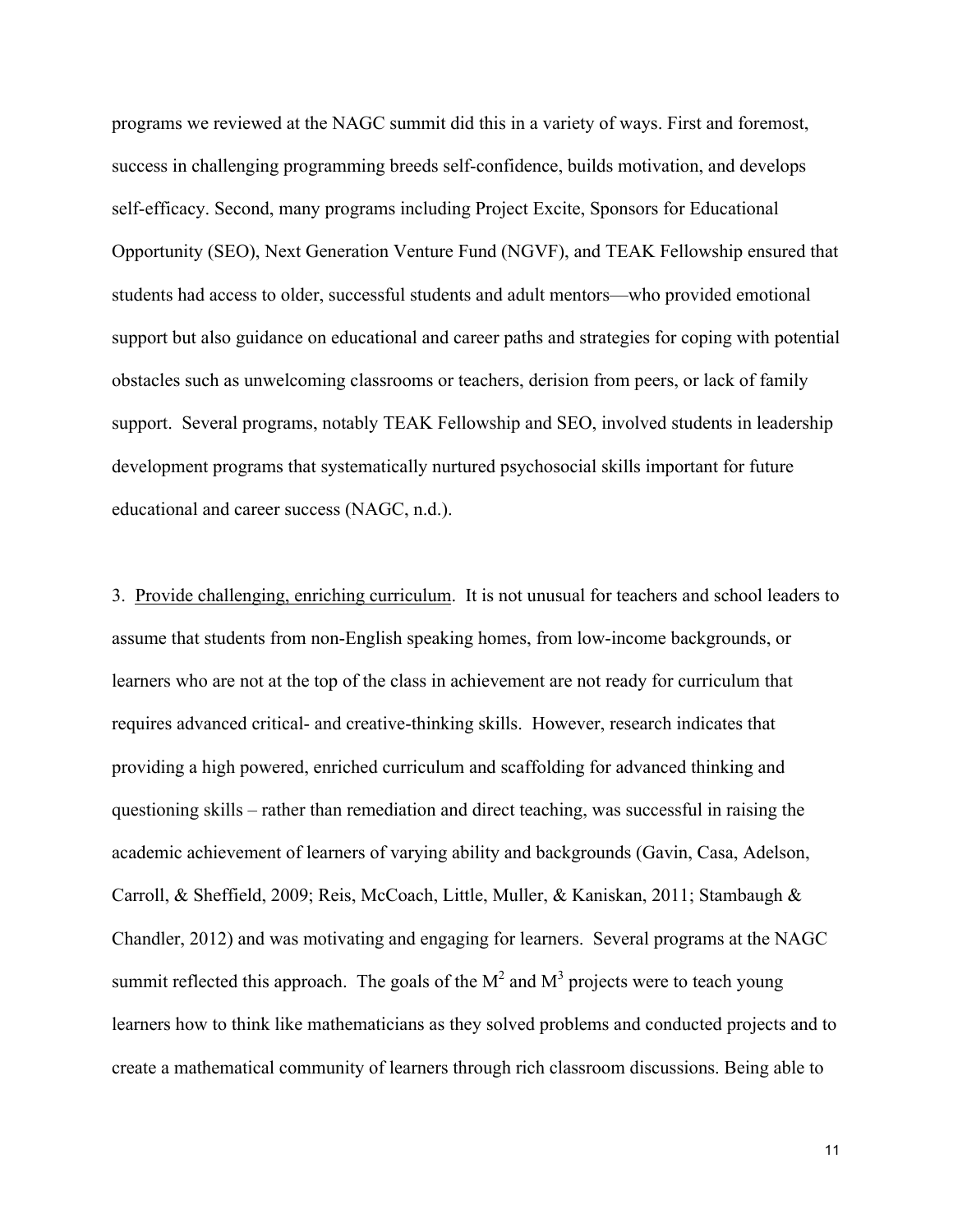programs we reviewed at the NAGC summit did this in a variety of ways. First and foremost, success in challenging programming breeds self-confidence, builds motivation, and develops self-efficacy. Second, many programs including Project Excite, Sponsors for Educational Opportunity (SEO), Next Generation Venture Fund (NGVF), and TEAK Fellowship ensured that students had access to older, successful students and adult mentors—who provided emotional support but also guidance on educational and career paths and strategies for coping with potential obstacles such as unwelcoming classrooms or teachers, derision from peers, or lack of family support. Several programs, notably TEAK Fellowship and SEO, involved students in leadership development programs that systematically nurtured psychosocial skills important for future educational and career success (NAGC, n.d.).

3. Provide challenging, enriching curriculum. It is not unusual for teachers and school leaders to assume that students from non-English speaking homes, from low-income backgrounds, or learners who are not at the top of the class in achievement are not ready for curriculum that requires advanced critical- and creative-thinking skills. However, research indicates that providing a high powered, enriched curriculum and scaffolding for advanced thinking and questioning skills – rather than remediation and direct teaching, was successful in raising the academic achievement of learners of varying ability and backgrounds (Gavin, Casa, Adelson, Carroll, & Sheffield, 2009; Reis, McCoach, Little, Muller, & Kaniskan, 2011; Stambaugh & Chandler, 2012) and was motivating and engaging for learners. Several programs at the NAGC summit reflected this approach. The goals of the $M^2$ and $M^3$ projects were to teach young learners how to think like mathematicians as they solved problems and conducted projects and to create a mathematical community of learners through rich classroom discussions. Being able to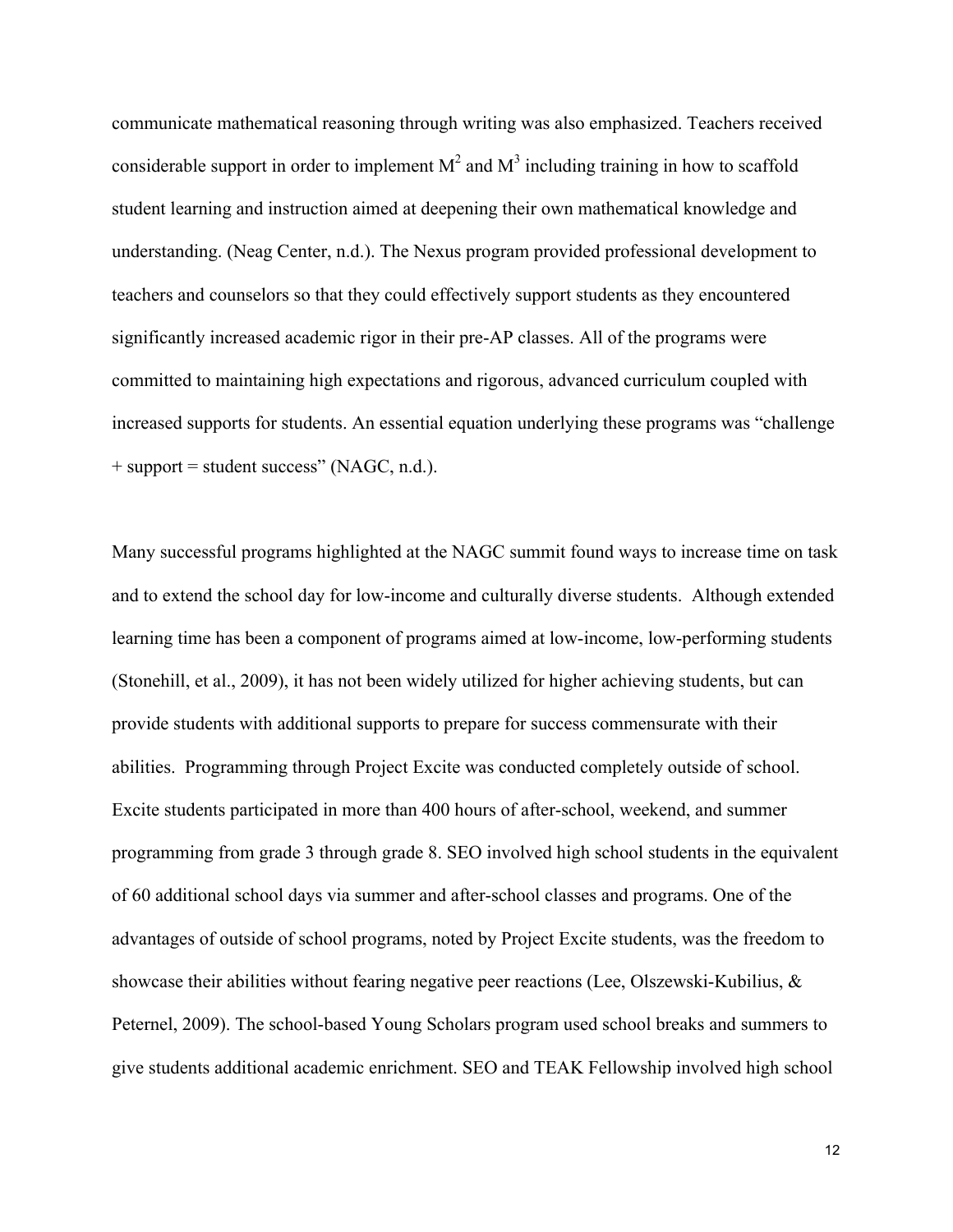communicate mathematical reasoning through writing was also emphasized. Teachers received considerable support in order to implement $M^2$ and $M^3$ including training in how to scaffold student learning and instruction aimed at deepening their own mathematical knowledge and understanding. (Neag Center, n.d.). The Nexus program provided professional development to teachers and counselors so that they could effectively support students as they encountered significantly increased academic rigor in their pre-AP classes. All of the programs were committed to maintaining high expectations and rigorous, advanced curriculum coupled with increased supports for students. An essential equation underlying these programs was "challenge + support = student success" (NAGC, n.d.).

Many successful programs highlighted at the NAGC summit found ways to increase time on task and to extend the school day for low-income and culturally diverse students. Although extended learning time has been a component of programs aimed at low-income, low-performing students (Stonehill, et al., 2009), it has not been widely utilized for higher achieving students, but can provide students with additional supports to prepare for success commensurate with their abilities. Programming through Project Excite was conducted completely outside of school. Excite students participated in more than 400 hours of after-school, weekend, and summer programming from grade 3 through grade 8. SEO involved high school students in the equivalent of 60 additional school days via summer and after-school classes and programs. One of the advantages of outside of school programs, noted by Project Excite students, was the freedom to showcase their abilities without fearing negative peer reactions (Lee, Olszewski-Kubilius, & Peternel, 2009). The school-based Young Scholars program used school breaks and summers to give students additional academic enrichment. SEO and TEAK Fellowship involved high school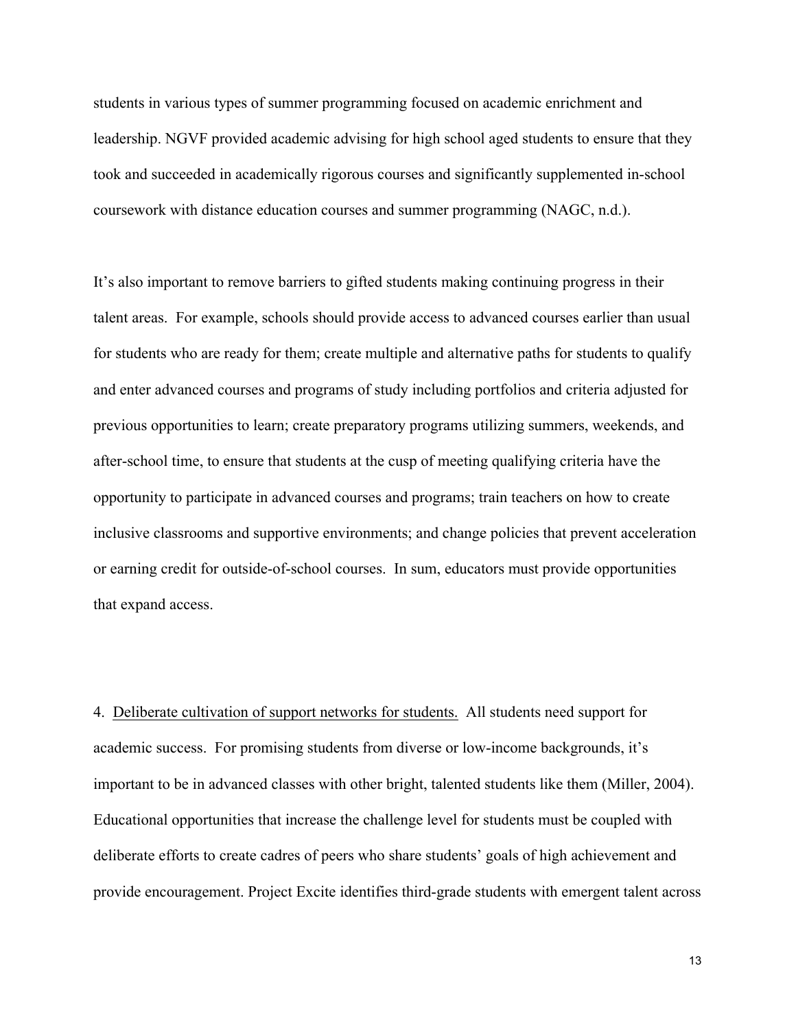students in various types of summer programming focused on academic enrichment and leadership. NGVF provided academic advising for high school aged students to ensure that they took and succeeded in academically rigorous courses and significantly supplemented in-school coursework with distance education courses and summer programming (NAGC, n.d.).

It's also important to remove barriers to gifted students making continuing progress in their talent areas. For example, schools should provide access to advanced courses earlier than usual for students who are ready for them; create multiple and alternative paths for students to qualify and enter advanced courses and programs of study including portfolios and criteria adjusted for previous opportunities to learn; create preparatory programs utilizing summers, weekends, and after-school time, to ensure that students at the cusp of meeting qualifying criteria have the opportunity to participate in advanced courses and programs; train teachers on how to create inclusive classrooms and supportive environments; and change policies that prevent acceleration or earning credit for outside-of-school courses. In sum, educators must provide opportunities that expand access.

4. <u>Deliberate cultivation of support networks for students.</u> All students need support for academic success. For promising students from diverse or low-income backgrounds, it's important to be in advanced classes with other bright, talented students like them (Miller, 2004). Educational opportunities that increase the challenge level for students must be coupled with deliberate efforts to create cadres of peers who share students' goals of high achievement and provide encouragement. Project Excite identifies third-grade students with emergent talent across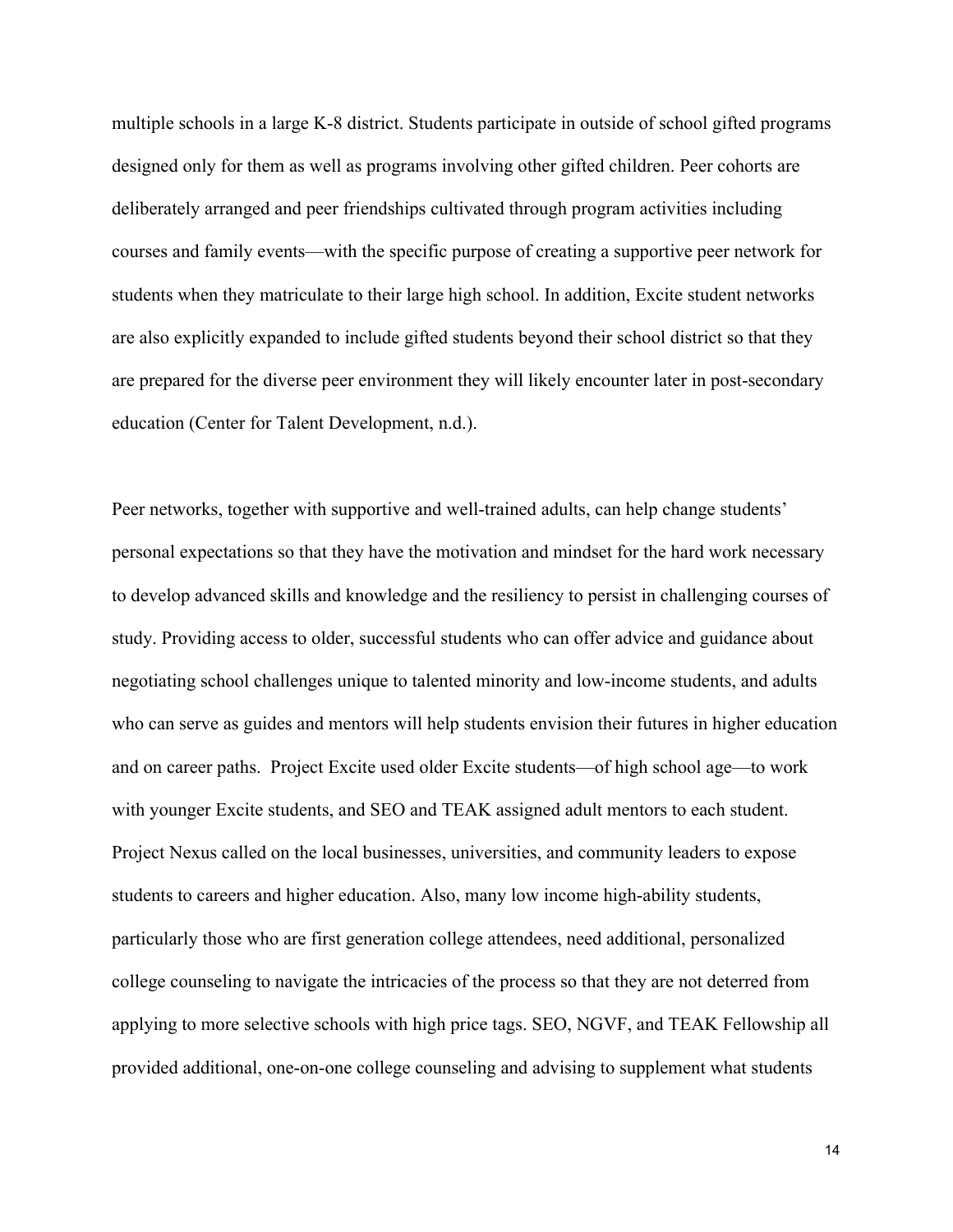multiple schools in a large K-8 district. Students participate in outside of school gifted programs designed only for them as well as programs involving other gifted children. Peer cohorts are deliberately arranged and peer friendships cultivated through program activities including courses and family events—with the specific purpose of creating a supportive peer network for students when they matriculate to their large high school. In addition, Excite student networks are also explicitly expanded to include gifted students beyond their school district so that they are prepared for the diverse peer environment they will likely encounter later in post-secondary education (Center for Talent Development, n.d.).

Peer networks, together with supportive and well-trained adults, can help change students' personal expectations so that they have the motivation and mindset for the hard work necessary to develop advanced skills and knowledge and the resiliency to persist in challenging courses of study. Providing access to older, successful students who can offer advice and guidance about negotiating school challenges unique to talented minority and low-income students, and adults who can serve as guides and mentors will help students envision their futures in higher education and on career paths. Project Excite used older Excite students—of high school age—to work with younger Excite students, and SEO and TEAK assigned adult mentors to each student. Project Nexus called on the local businesses, universities, and community leaders to expose students to careers and higher education. Also, many low income high-ability students, particularly those who are first generation college attendees, need additional, personalized college counseling to navigate the intricacies of the process so that they are not deterred from applying to more selective schools with high price tags. SEO, NGVF, and TEAK Fellowship all provided additional, one-on-one college counseling and advising to supplement what students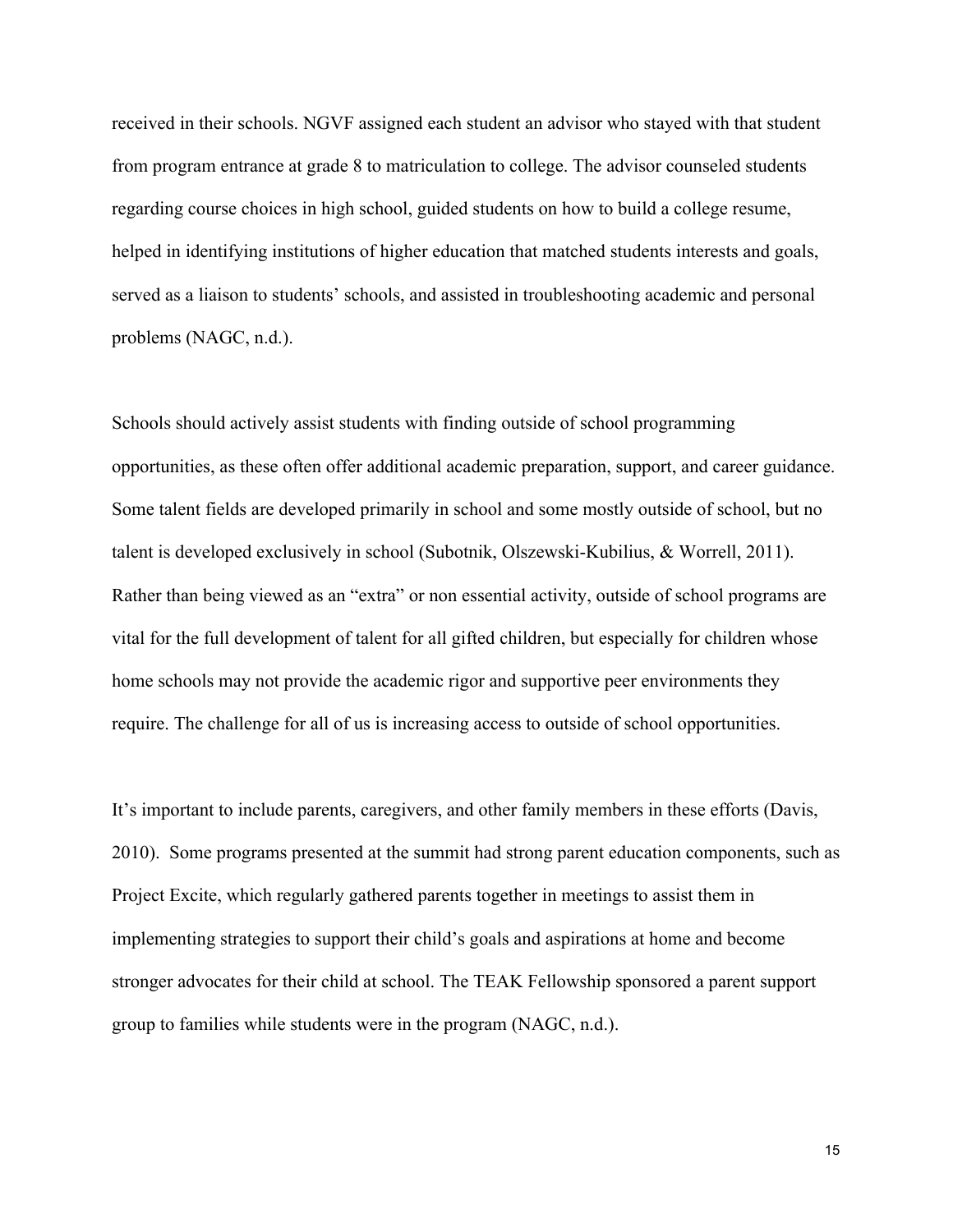received in their schools. NGVF assigned each student an advisor who stayed with that student from program entrance at grade 8 to matriculation to college. The advisor counseled students regarding course choices in high school, guided students on how to build a college resume, helped in identifying institutions of higher education that matched students interests and goals, served as a liaison to students' schools, and assisted in troubleshooting academic and personal problems (NAGC, n.d.).

Schools should actively assist students with finding outside of school programming opportunities, as these often offer additional academic preparation, support, and career guidance. Some talent fields are developed primarily in school and some mostly outside of school, but no talent is developed exclusively in school (Subotnik, Olszewski-Kubilius, & Worrell, 2011). Rather than being viewed as an "extra" or non essential activity, outside of school programs are vital for the full development of talent for all gifted children, but especially for children whose home schools may not provide the academic rigor and supportive peer environments they require. The challenge for all of us is increasing access to outside of school opportunities.

It's important to include parents, caregivers, and other family members in these efforts (Davis, 2010). Some programs presented at the summit had strong parent education components, such as Project Excite, which regularly gathered parents together in meetings to assist them in implementing strategies to support their child's goals and aspirations at home and become stronger advocates for their child at school. The TEAK Fellowship sponsored a parent support group to families while students were in the program (NAGC, n.d.).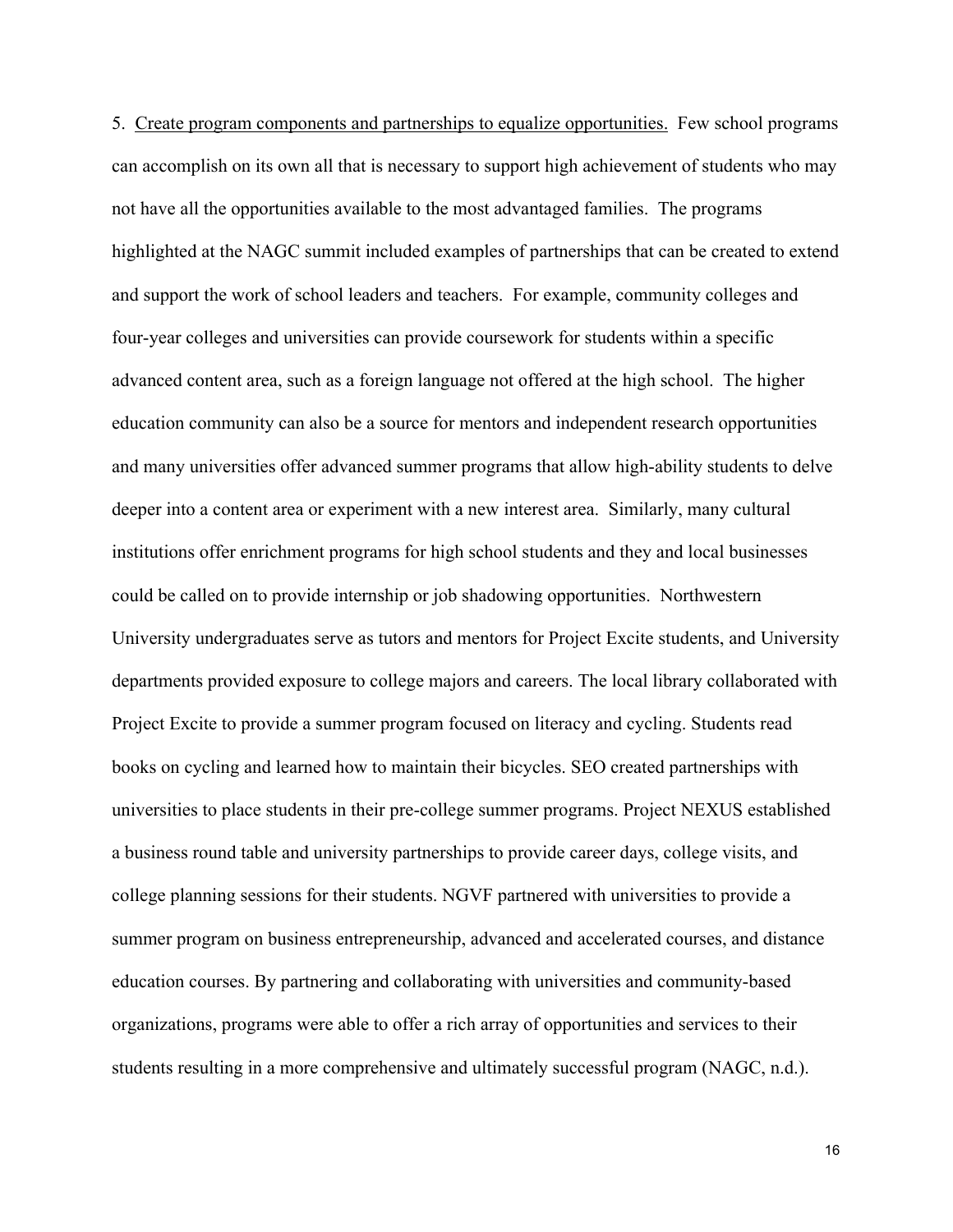5. <u>Create program components and partnerships to equalize opportunities.</u> Few school programs can accomplish on its own all that is necessary to support high achievement of students who may not have all the opportunities available to the most advantaged families. The programs highlighted at the NAGC summit included examples of partnerships that can be created to extend and support the work of school leaders and teachers. For example, community colleges and four-year colleges and universities can provide coursework for students within a specific advanced content area, such as a foreign language not offered at the high school. The higher education community can also be a source for mentors and independent research opportunities and many universities offer advanced summer programs that allow high-ability students to delve deeper into a content area or experiment with a new interest area. Similarly, many cultural institutions offer enrichment programs for high school students and they and local businesses could be called on to provide internship or job shadowing opportunities. Northwestern University undergraduates serve as tutors and mentors for Project Excite students, and University departments provided exposure to college majors and careers. The local library collaborated with Project Excite to provide a summer program focused on literacy and cycling. Students read books on cycling and learned how to maintain their bicycles. SEO created partnerships with universities to place students in their pre-college summer programs. Project NEXUS established a business round table and university partnerships to provide career days, college visits, and college planning sessions for their students. NGVF partnered with universities to provide a summer program on business entrepreneurship, advanced and accelerated courses, and distance education courses. By partnering and collaborating with universities and community-based organizations, programs were able to offer a rich array of opportunities and services to their students resulting in a more comprehensive and ultimately successful program (NAGC, n.d.).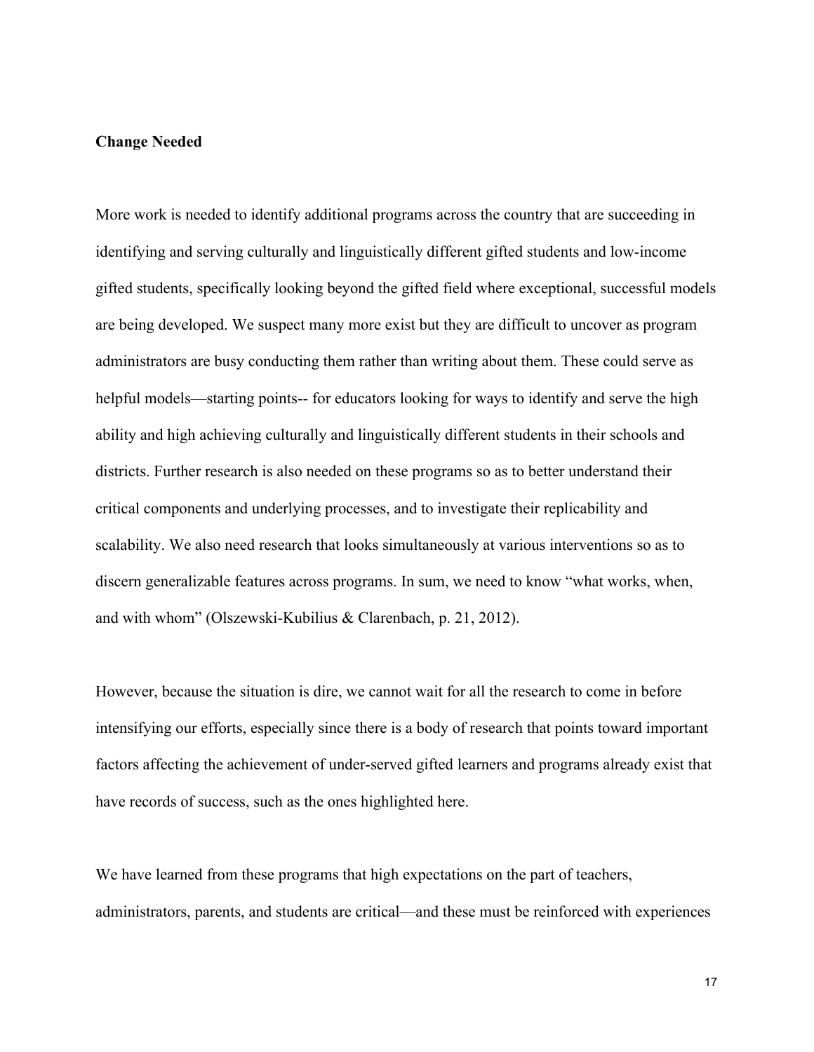**Change Needed**

More work is needed to identify additional programs across the country that are succeeding in identifying and serving culturally and linguistically different gifted students and low-income gifted students, specifically looking beyond the gifted field where exceptional, successful models are being developed. We suspect many more exist but they are difficult to uncover as program administrators are busy conducting them rather than writing about them. These could serve as helpful models—starting points-- for educators looking for ways to identify and serve the high ability and high achieving culturally and linguistically different students in their schools and districts. Further research is also needed on these programs so as to better understand their critical components and underlying processes, and to investigate their replicability and scalability. We also need research that looks simultaneously at various interventions so as to discern generalizable features across programs. In sum, we need to know "what works, when, and with whom" (Olszewski-Kubilius & Clarenbach, p. 21, 2012).

However, because the situation is dire, we cannot wait for all the research to come in before intensifying our efforts, especially since there is a body of research that points toward important factors affecting the achievement of under-served gifted learners and programs already exist that have records of success, such as the ones highlighted here.

We have learned from these programs that high expectations on the part of teachers, administrators, parents, and students are critical—and these must be reinforced with experiences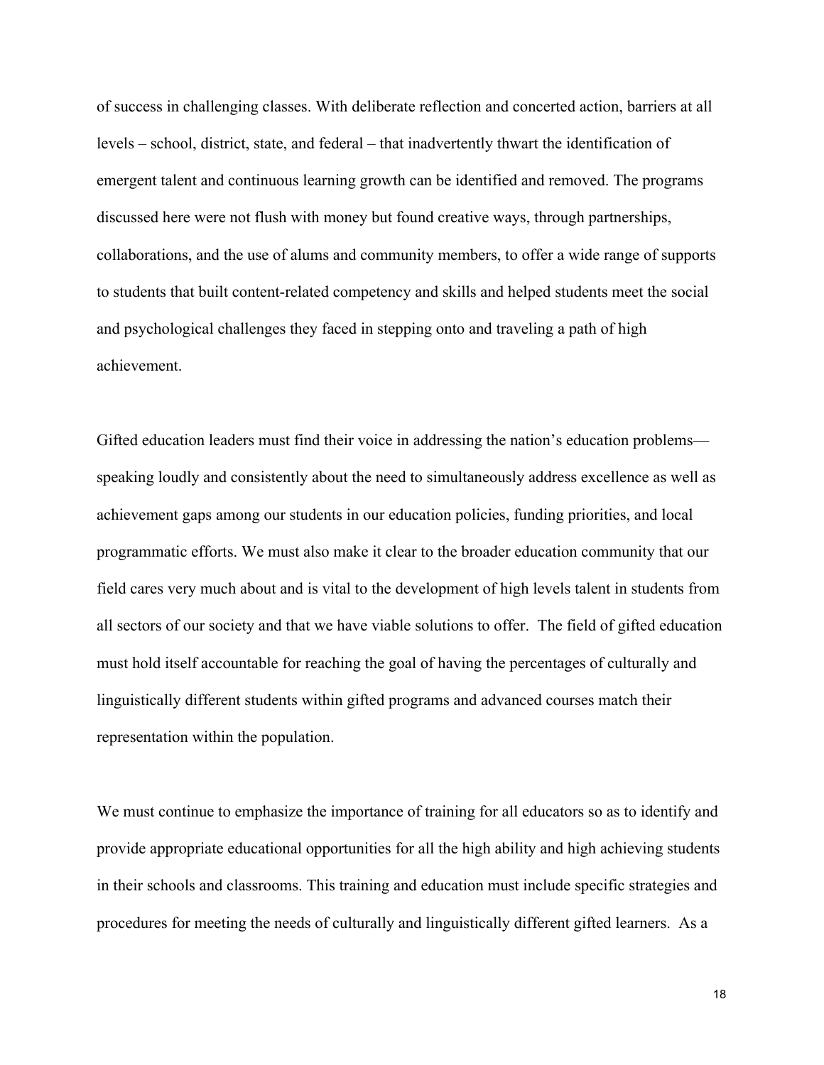of success in challenging classes. With deliberate reflection and concerted action, barriers at all levels – school, district, state, and federal – that inadvertently thwart the identification of emergent talent and continuous learning growth can be identified and removed. The programs discussed here were not flush with money but found creative ways, through partnerships, collaborations, and the use of alums and community members, to offer a wide range of supports to students that built content-related competency and skills and helped students meet the social and psychological challenges they faced in stepping onto and traveling a path of high achievement.

Gifted education leaders must find their voice in addressing the nation's education problems—speaking loudly and consistently about the need to simultaneously address excellence as well as achievement gaps among our students in our education policies, funding priorities, and local programmatic efforts. We must also make it clear to the broader education community that our field cares very much about and is vital to the development of high levels talent in students from all sectors of our society and that we have viable solutions to offer. The field of gifted education must hold itself accountable for reaching the goal of having the percentages of culturally and linguistically different students within gifted programs and advanced courses match their representation within the population.

We must continue to emphasize the importance of training for all educators so as to identify and provide appropriate educational opportunities for all the high ability and high achieving students in their schools and classrooms. This training and education must include specific strategies and procedures for meeting the needs of culturally and linguistically different gifted learners. As a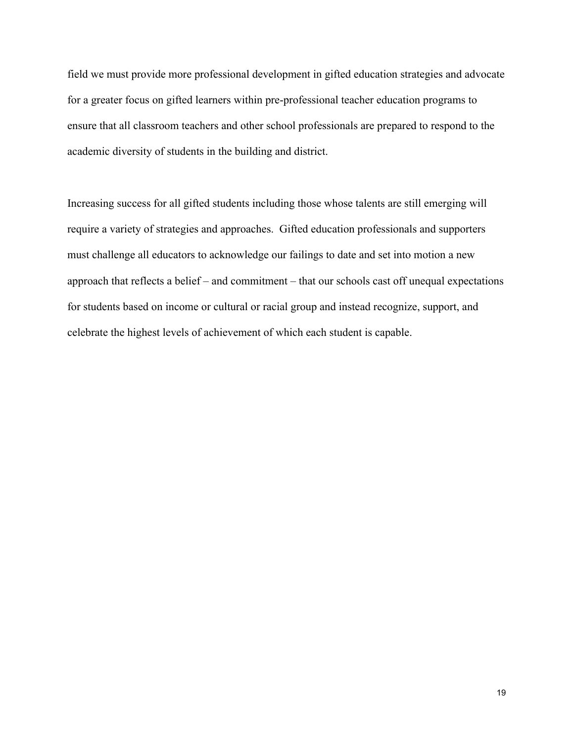field we must provide more professional development in gifted education strategies and advocate for a greater focus on gifted learners within pre-professional teacher education programs to ensure that all classroom teachers and other school professionals are prepared to respond to the academic diversity of students in the building and district.

Increasing success for all gifted students including those whose talents are still emerging will require a variety of strategies and approaches. Gifted education professionals and supporters must challenge all educators to acknowledge our failings to date and set into motion a new approach that reflects a belief – and commitment – that our schools cast off unequal expectations for students based on income or cultural or racial group and instead recognize, support, and celebrate the highest levels of achievement of which each student is capable.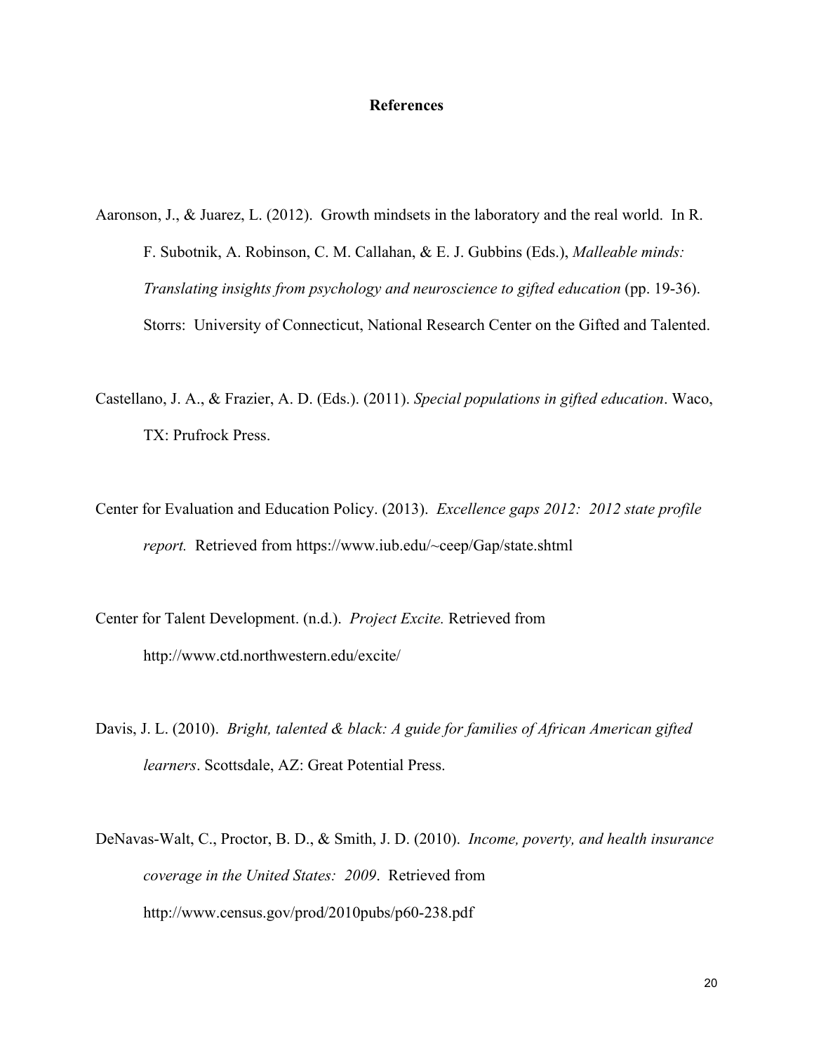# References

Aaronson, J., & Juarez, L. (2012). Growth mindsets in the laboratory and the real world. In R. F. Subotnik, A. Robinson, C. M. Callahan, & E. J. Gubbins (Eds.), *Malleable minds: Translating insights from psychology and neuroscience to gifted education* (pp. 19-36). Storrs: University of Connecticut, National Research Center on the Gifted and Talented.

Castellano, J. A., & Frazier, A. D. (Eds.). (2011). *Special populations in gifted education*. Waco, TX: Prufrock Press.

Center for Evaluation and Education Policy. (2013). *Excellence gaps 2012: 2012 state profile report.* Retrieved from https://www.iub.edu/~ceep/Gap/state.shtml

Center for Talent Development. (n.d.). *Project Excite.* Retrieved from http://www.ctd.northwestern.edu/excite/

Davis, J. L. (2010). *Bright, talented & black: A guide for families of African American gifted learners*. Scottsdale, AZ: Great Potential Press.

DeNavas-Walt, C., Proctor, B. D., & Smith, J. D. (2010). *Income, poverty, and health insurance coverage in the United States: 2009*. Retrieved from http://www.census.gov/prod/2010pubs/p60-238.pdf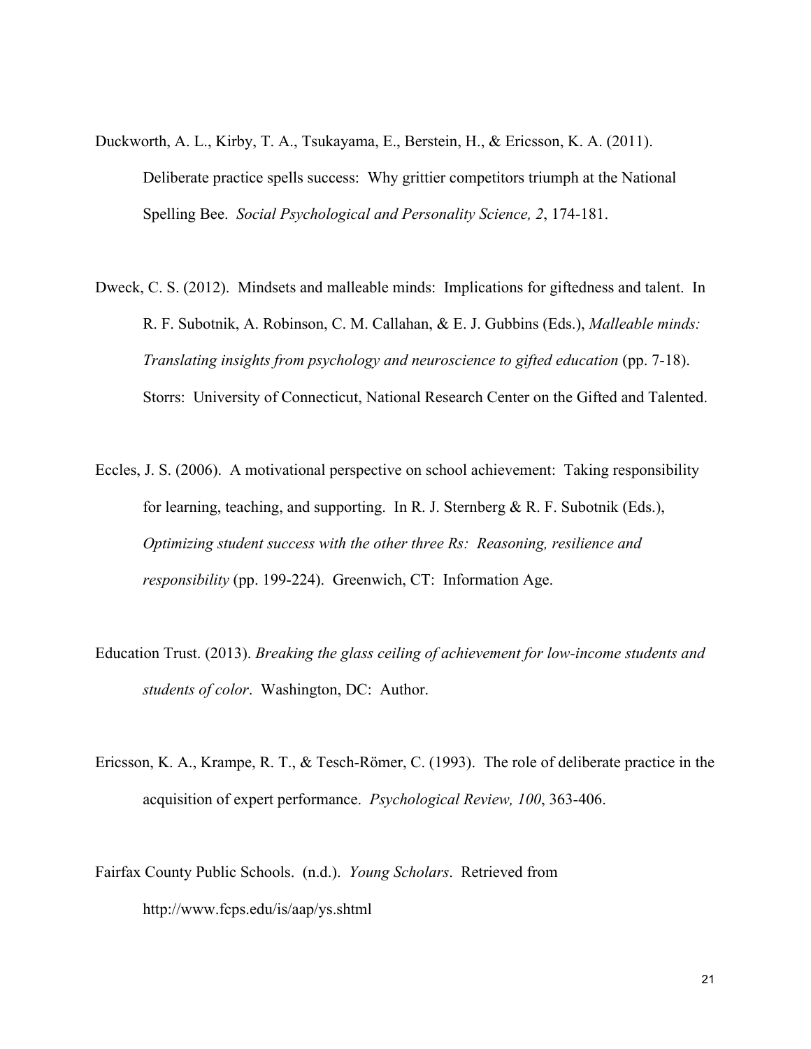Duckworth, A. L., Kirby, T. A., Tsukayama, E., Berstein, H., & Ericsson, K. A. (2011). Deliberate practice spells success: Why grittier competitors triumph at the National Spelling Bee. *Social Psychological and Personality Science, 2*, 174-181.

Dweck, C. S. (2012). Mindsets and malleable minds: Implications for giftedness and talent. In R. F. Subotnik, A. Robinson, C. M. Callahan, & E. J. Gubbins (Eds.), *Malleable minds: Translating insights from psychology and neuroscience to gifted education* (pp. 7-18). Storrs: University of Connecticut, National Research Center on the Gifted and Talented.

Eccles, J. S. (2006). A motivational perspective on school achievement: Taking responsibility for learning, teaching, and supporting. In R. J. Sternberg & R. F. Subotnik (Eds.), *Optimizing student success with the other three Rs: Reasoning, resilience and responsibility* (pp. 199-224). Greenwich, CT: Information Age.

Education Trust. (2013). *Breaking the glass ceiling of achievement for low-income students and students of color*. Washington, DC: Author.

Ericsson, K. A., Krampe, R. T., & Tesch-Römer, C. (1993). The role of deliberate practice in the acquisition of expert performance. *Psychological Review, 100*, 363-406.

Fairfax County Public Schools. (n.d.). *Young Scholars*. Retrieved from http://www.fcps.edu/is/aap/ys.shtml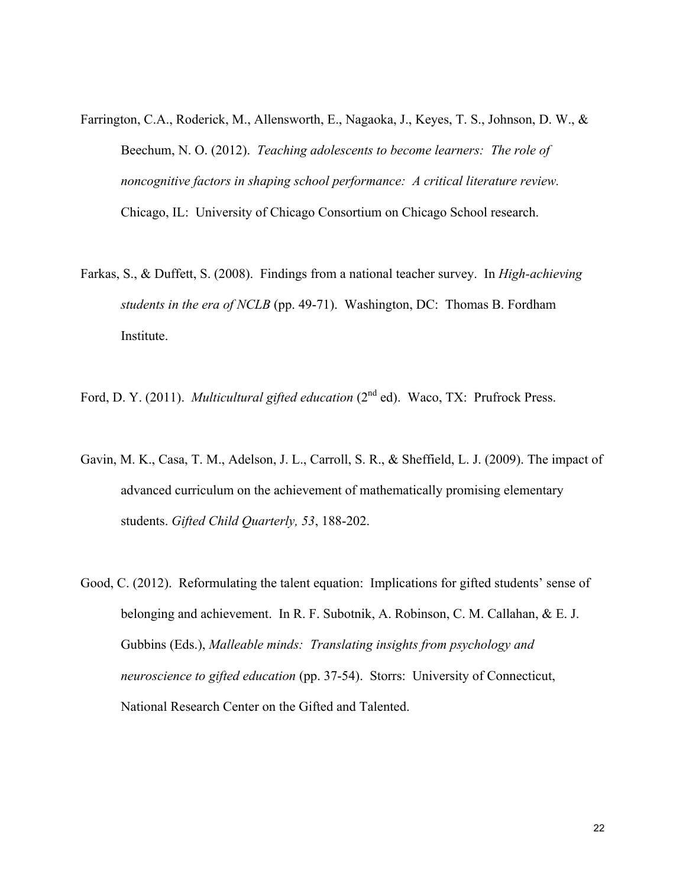Farrington, C.A., Roderick, M., Allensworth, E., Nagaoka, J., Keyes, T. S., Johnson, D. W., & Beechum, N. O. (2012). *Teaching adolescents to become learners: The role of noncognitive factors in shaping school performance: A critical literature review.* Chicago, IL: University of Chicago Consortium on Chicago School research.

Farkas, S., & Duffett, S. (2008). Findings from a national teacher survey. In *High-achieving students in the era of NCLB* (pp. 49-71). Washington, DC: Thomas B. Fordham Institute.

Ford, D. Y. (2011). *Multicultural gifted education* (2nd ed). Waco, TX: Prufrock Press.

Gavin, M. K., Casa, T. M., Adelson, J. L., Carroll, S. R., & Sheffield, L. J. (2009). The impact of advanced curriculum on the achievement of mathematically promising elementary students. *Gifted Child Quarterly, 53*, 188-202.

Good, C. (2012). Reformulating the talent equation: Implications for gifted students' sense of belonging and achievement. In R. F. Subotnik, A. Robinson, C. M. Callahan, & E. J. Gubbins (Eds.), *Malleable minds: Translating insights from psychology and neuroscience to gifted education* (pp. 37-54). Storrs: University of Connecticut, National Research Center on the Gifted and Talented.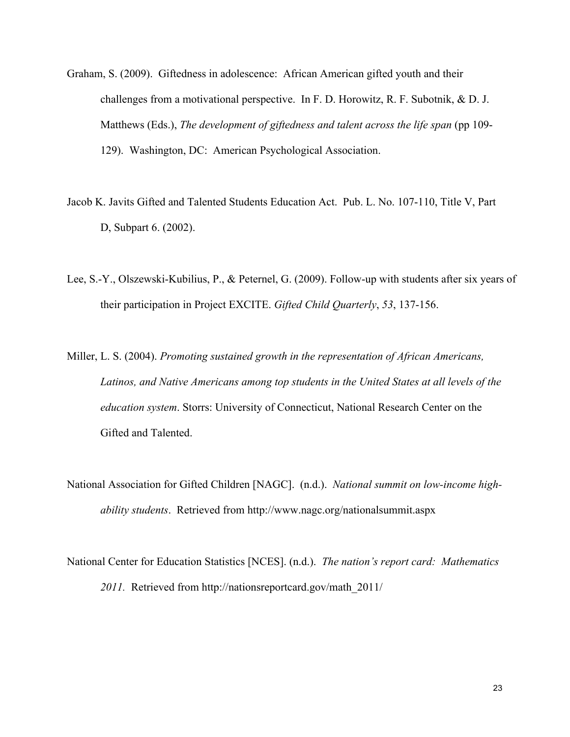Graham, S. (2009). Giftedness in adolescence: African American gifted youth and their challenges from a motivational perspective. In F. D. Horowitz, R. F. Subotnik, & D. J. Matthews (Eds.), *The development of giftedness and talent across the life span* (pp 109-129). Washington, DC: American Psychological Association.

Jacob K. Javits Gifted and Talented Students Education Act. Pub. L. No. 107-110, Title V, Part D, Subpart 6. (2002).

Lee, S.-Y., Olszewski-Kubilius, P., & Peternel, G. (2009). Follow-up with students after six years of their participation in Project EXCITE. *Gifted Child Quarterly*, *53*, 137-156.

Miller, L. S. (2004). *Promoting sustained growth in the representation of African Americans, Latinos, and Native Americans among top students in the United States at all levels of the education system*. Storrs: University of Connecticut, National Research Center on the Gifted and Talented.

National Association for Gifted Children [NAGC]. (n.d.). *National summit on low-income high-ability students*. Retrieved from http://www.nagc.org/nationalsummit.aspx

National Center for Education Statistics [NCES]. (n.d.). *The nation's report card: Mathematics 2011*. Retrieved from http://nationsreportcard.gov/math_2011/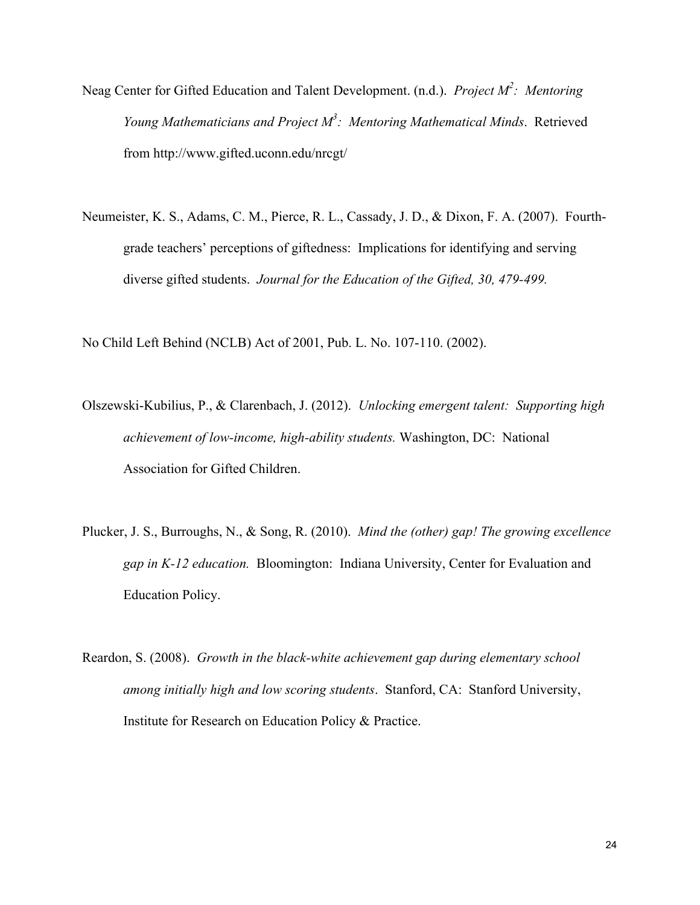Neag Center for Gifted Education and Talent Development. (n.d.). *Project $M^2$: Mentoring Young Mathematicians and Project $M^3$: Mentoring Mathematical Minds*. Retrieved from http://www.gifted.uconn.edu/nrcgt/

Neumeister, K. S., Adams, C. M., Pierce, R. L., Cassady, J. D., & Dixon, F. A. (2007). Fourth-grade teachers' perceptions of giftedness: Implications for identifying and serving diverse gifted students. *Journal for the Education of the Gifted, 30, 479-499.*

No Child Left Behind (NCLB) Act of 2001, Pub. L. No. 107-110. (2002).

Olszewski-Kubilius, P., & Clarenbach, J. (2012). *Unlocking emergent talent: Supporting high achievement of low-income, high-ability students.* Washington, DC: National Association for Gifted Children.

Plucker, J. S., Burroughs, N., & Song, R. (2010). *Mind the (other) gap! The growing excellence gap in K-12 education.* Bloomington: Indiana University, Center for Evaluation and Education Policy.

Reardon, S. (2008). *Growth in the black-white achievement gap during elementary school among initially high and low scoring students*. Stanford, CA: Stanford University, Institute for Research on Education Policy & Practice.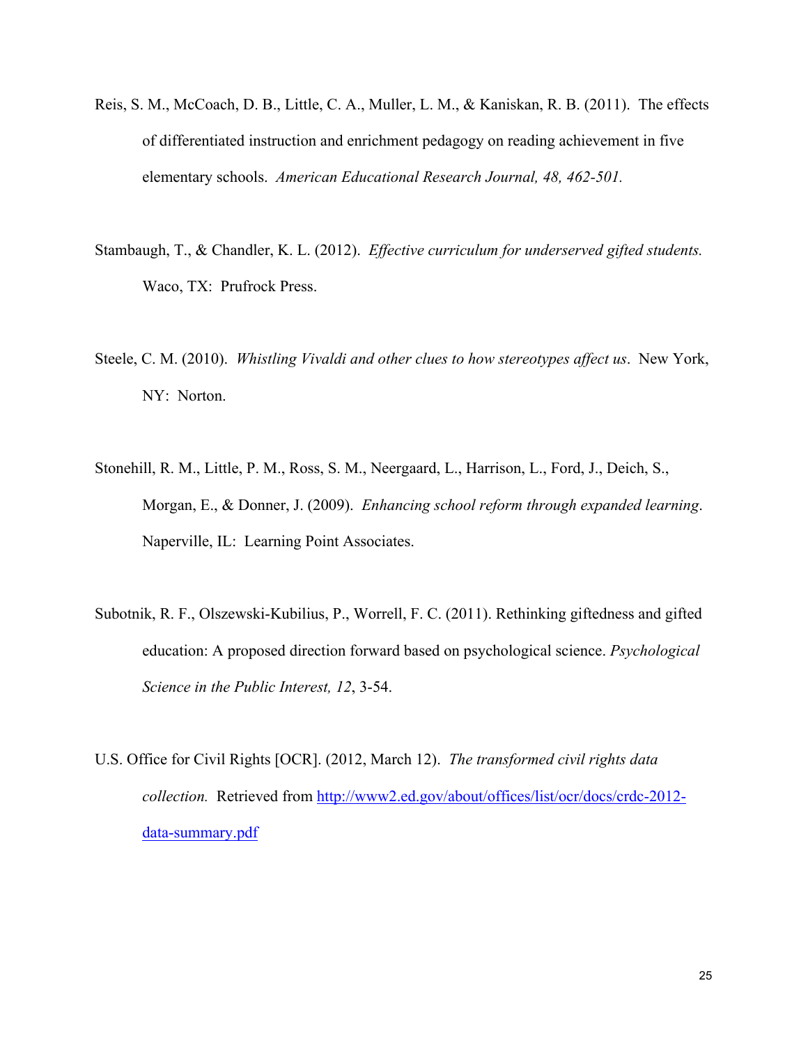Reis, S. M., McCoach, D. B., Little, C. A., Muller, L. M., & Kaniskan, R. B. (2011). The effects of differentiated instruction and enrichment pedagogy on reading achievement in five elementary schools. *American Educational Research Journal, 48, 462-501.*

Stambaugh, T., & Chandler, K. L. (2012). *Effective curriculum for underserved gifted students.* Waco, TX: Prufrock Press.

Steele, C. M. (2010). *Whistling Vivaldi and other clues to how stereotypes affect us*. New York, NY: Norton.

Stonehill, R. M., Little, P. M., Ross, S. M., Neergaard, L., Harrison, L., Ford, J., Deich, S., Morgan, E., & Donner, J. (2009). *Enhancing school reform through expanded learning*. Naperville, IL: Learning Point Associates.

Subotnik, R. F., Olszewski-Kubilius, P., Worrell, F. C. (2011). Rethinking giftedness and gifted education: A proposed direction forward based on psychological science. *Psychological Science in the Public Interest, 12*, 3-54.

U.S. Office for Civil Rights [OCR]. (2012, March 12). *The transformed civil rights data collection.* Retrieved from http://www2.ed.gov/about/offices/list/ocr/docs/crdc-2012-data-summary.pdf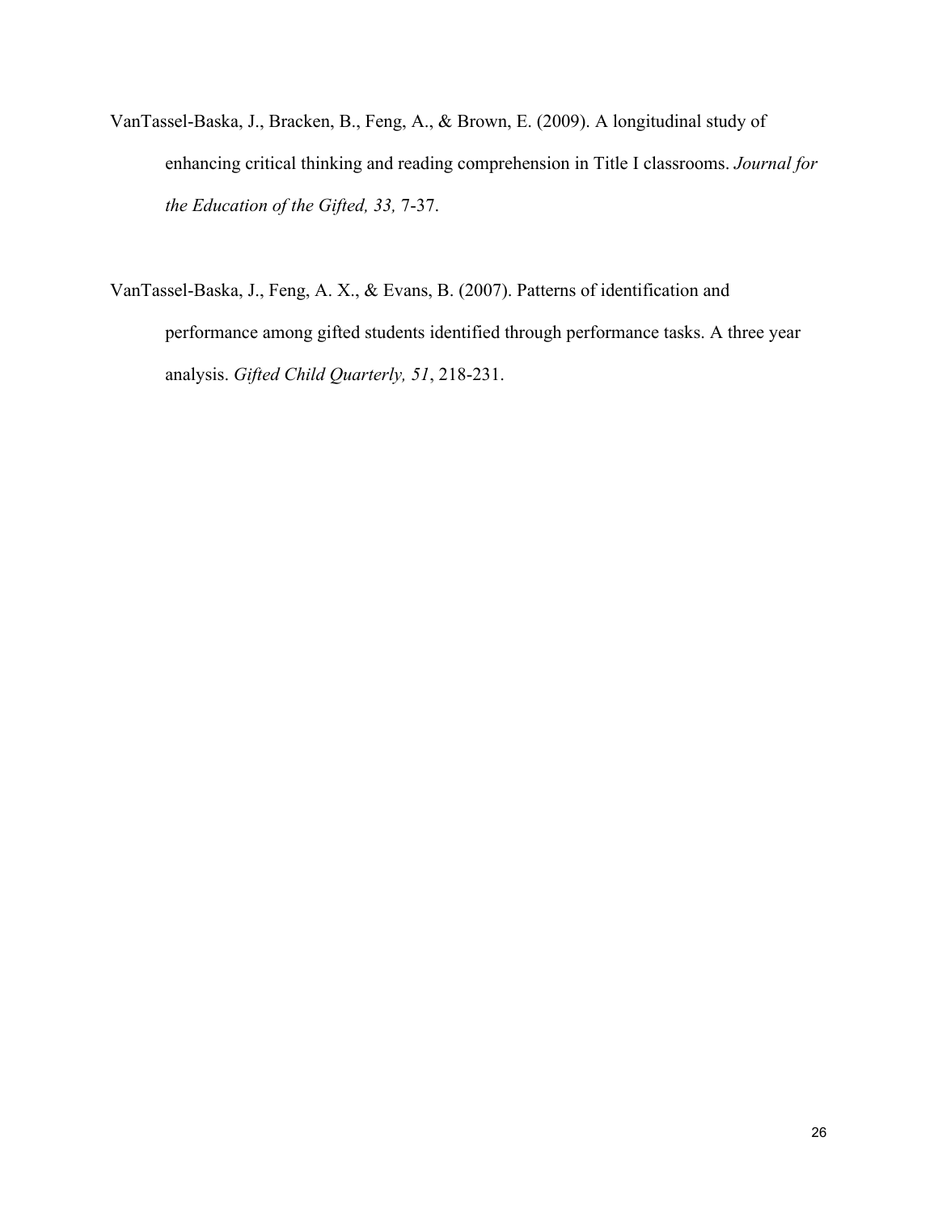VanTassel-Baska, J., Bracken, B., Feng, A., & Brown, E. (2009). A longitudinal study of enhancing critical thinking and reading comprehension in Title I classrooms. *Journal for the Education of the Gifted, 33,* 7-37.

VanTassel-Baska, J., Feng, A. X., & Evans, B. (2007). Patterns of identification and performance among gifted students identified through performance tasks. A three year analysis. *Gifted Child Quarterly, 51*, 218-231.